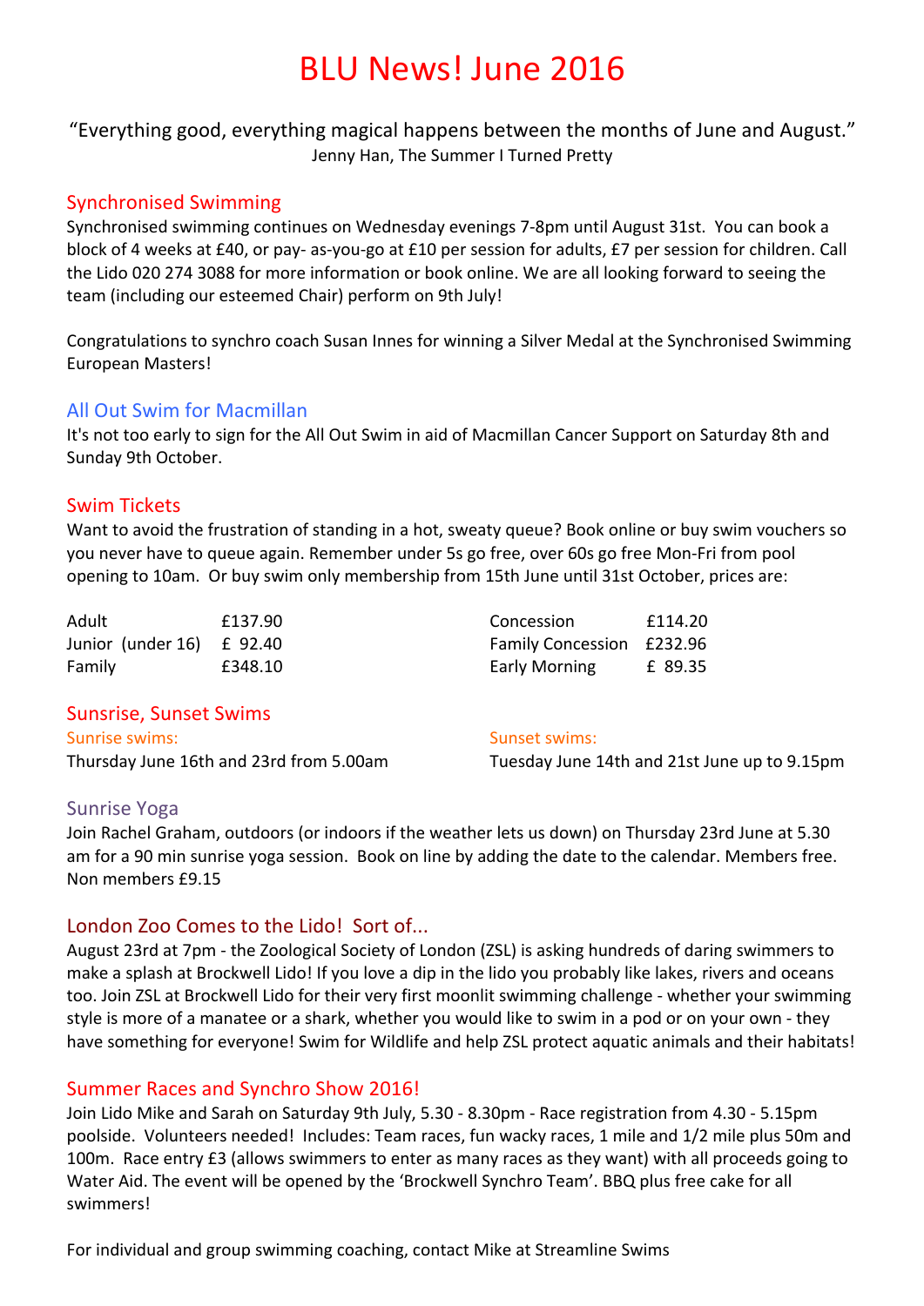# BLU News! June 2016

"Everything good, everything magical happens between the months of June and August."
Jenny Han, The Summer I Turned Pretty

## Synchronised Swimming

Synchronised swimming continues on Wednesday evenings 7-8pm until August 31st. You can book a block of 4 weeks at £40, or pay- as-you-go at £10 per session for adults, £7 per session for children. Call the Lido 020 274 3088 for more information or book online. We are all looking forward to seeing the team (including our esteemed Chair) perform on 9th July!

Congratulations to synchro coach Susan Innes for winning a Silver Medal at the Synchronised Swimming European Masters!

## All Out Swim for Macmillan

It's not too early to sign for the All Out Swim in aid of Macmillan Cancer Support on Saturday 8th and Sunday 9th October.

## Swim Tickets

Want to avoid the frustration of standing in a hot, sweaty queue? Book online or buy swim vouchers so you never have to queue again. Remember under 5s go free, over 60s go free Mon-Fri from pool opening to 10am. Or buy swim only membership from 15th June until 31st October, prices are:

| | | | |
|---|---|---|---|
| Adult | £137.90 | Concession | £114.20 |
| Junior (under 16) | £ 92.40 | Family Concession | £232.96 |
| Family | £348.10 | Early Morning | £ 89.35 |

## Sunsrise, Sunset Swims

### Sunrise swims:

Thursday June 16th and 23rd from 5.00am

### Sunset swims:

Tuesday June 14th and 21st June up to 9.15pm

## Sunrise Yoga

Join Rachel Graham, outdoors (or indoors if the weather lets us down) on Thursday 23rd June at 5.30 am for a 90 min sunrise yoga session. Book on line by adding the date to the calendar. Members free. Non members £9.15

## London Zoo Comes to the Lido! Sort of...

August 23rd at 7pm - the Zoological Society of London (ZSL) is asking hundreds of daring swimmers to make a splash at Brockwell Lido! If you love a dip in the lido you probably like lakes, rivers and oceans too. Join ZSL at Brockwell Lido for their very first moonlit swimming challenge - whether your swimming style is more of a manatee or a shark, whether you would like to swim in a pod or on your own - they have something for everyone! Swim for Wildlife and help ZSL protect aquatic animals and their habitats!

## Summer Races and Synchro Show 2016!

Join Lido Mike and Sarah on Saturday 9th July, 5.30 - 8.30pm - Race registration from 4.30 - 5.15pm poolside. Volunteers needed! Includes: Team races, fun wacky races, 1 mile and 1/2 mile plus 50m and 100m. Race entry £3 (allows swimmers to enter as many races as they want) with all proceeds going to Water Aid. The event will be opened by the 'Brockwell Synchro Team'. BBQ plus free cake for all swimmers!

For individual and group swimming coaching, contact Mike at Streamline Swims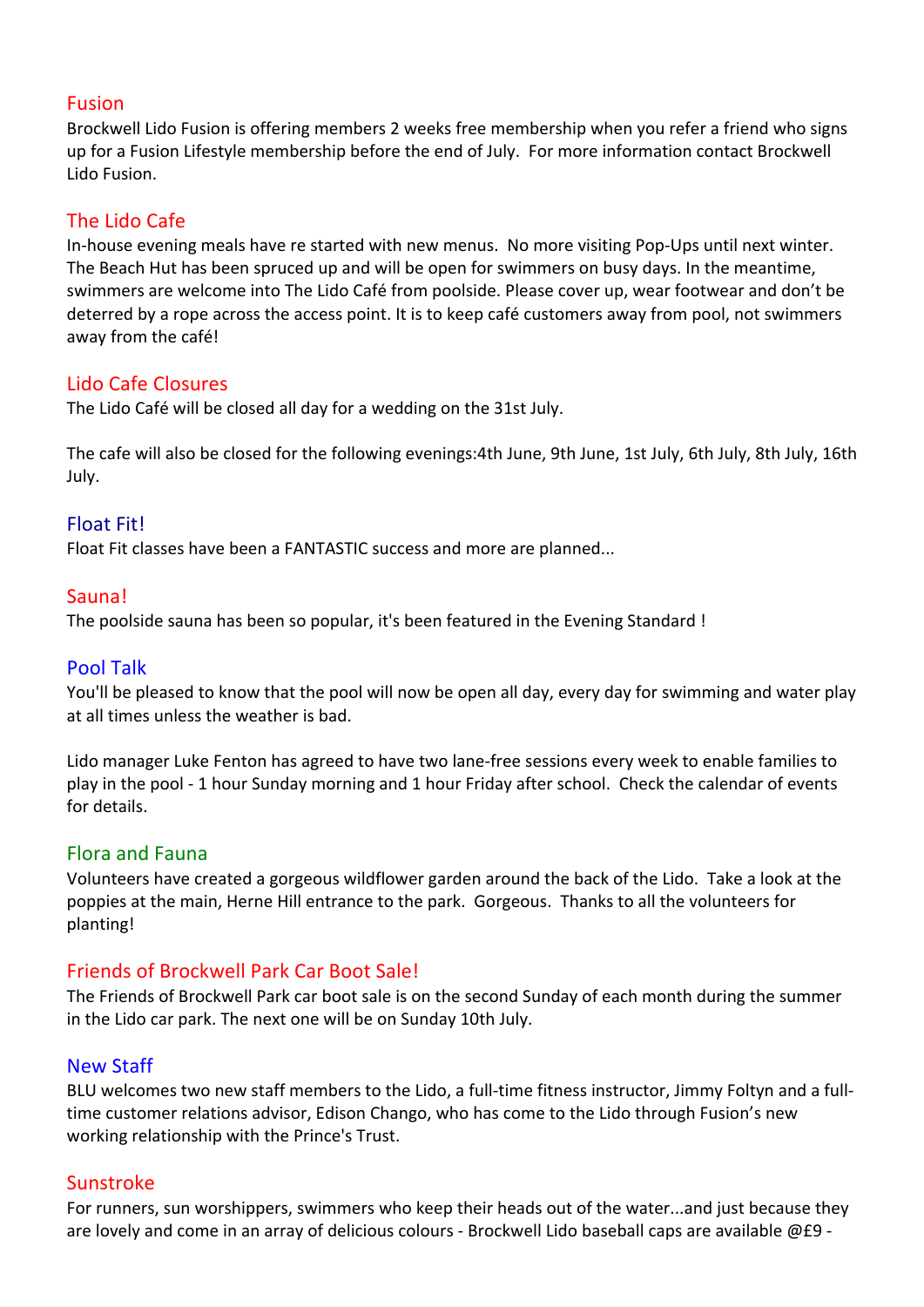## Fusion

Brockwell Lido Fusion is offering members 2 weeks free membership when you refer a friend who signs up for a Fusion Lifestyle membership before the end of July. For more information contact Brockwell Lido Fusion.

## The Lido Cafe

In-house evening meals have re started with new menus. No more visiting Pop-Ups until next winter. The Beach Hut has been spruced up and will be open for swimmers on busy days. In the meantime, swimmers are welcome into The Lido Café from poolside. Please cover up, wear footwear and don't be deterred by a rope across the access point. It is to keep café customers away from pool, not swimmers away from the café!

## Lido Cafe Closures

The Lido Café will be closed all day for a wedding on the 31st July.

The cafe will also be closed for the following evenings:4th June, 9th June, 1st July, 6th July, 8th July, 16th July.

## Float Fit!

Float Fit classes have been a FANTASTIC success and more are planned...

## Sauna!

The poolside sauna has been so popular, it's been featured in the Evening Standard !

## Pool Talk

You'll be pleased to know that the pool will now be open all day, every day for swimming and water play at all times unless the weather is bad.

Lido manager Luke Fenton has agreed to have two lane-free sessions every week to enable families to play in the pool - 1 hour Sunday morning and 1 hour Friday after school. Check the calendar of events for details.

## Flora and Fauna

Volunteers have created a gorgeous wildflower garden around the back of the Lido. Take a look at the poppies at the main, Herne Hill entrance to the park. Gorgeous. Thanks to all the volunteers for planting!

## Friends of Brockwell Park Car Boot Sale!

The Friends of Brockwell Park car boot sale is on the second Sunday of each month during the summer in the Lido car park. The next one will be on Sunday 10th July.

## New Staff

BLU welcomes two new staff members to the Lido, a full-time fitness instructor, Jimmy Foltyn and a full-time customer relations advisor, Edison Chango, who has come to the Lido through Fusion's new working relationship with the Prince's Trust.

## Sunstroke

For runners, sun worshippers, swimmers who keep their heads out of the water...and just because they are lovely and come in an array of delicious colours - Brockwell Lido baseball caps are available @£9 -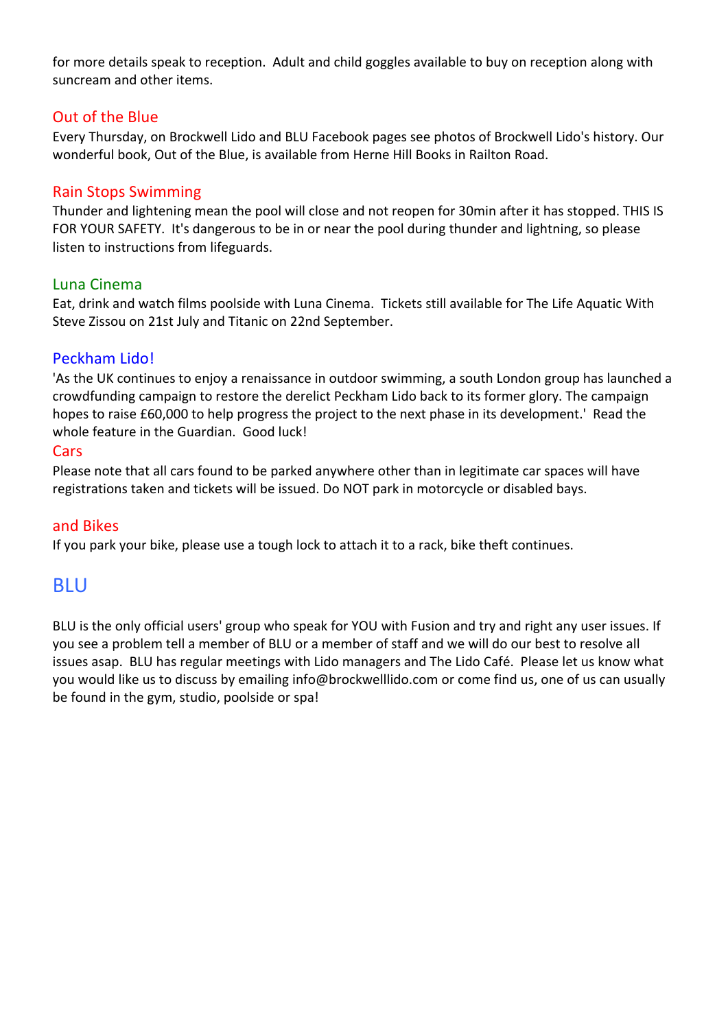for more details speak to reception.  Adult and child goggles available to buy on reception along with suncream and other items.

### Out of the Blue

Every Thursday, on Brockwell Lido and BLU Facebook pages see photos of Brockwell Lido's history. Our wonderful book, Out of the Blue, is available from Herne Hill Books in Railton Road.

### Rain Stops Swimming

Thunder and lightening mean the pool will close and not reopen for 30min after it has stopped. THIS IS FOR YOUR SAFETY.  It's dangerous to be in or near the pool during thunder and lightning, so please listen to instructions from lifeguards.

### Luna Cinema

Eat, drink and watch films poolside with Luna Cinema.  Tickets still available for The Life Aquatic With Steve Zissou on 21st July and Titanic on 22nd September.

### Peckham Lido!

'As the UK continues to enjoy a renaissance in outdoor swimming, a south London group has launched a crowdfunding campaign to restore the derelict Peckham Lido back to its former glory. The campaign hopes to raise £60,000 to help progress the project to the next phase in its development.'  Read the whole feature in the Guardian.  Good luck!

### Cars

Please note that all cars found to be parked anywhere other than in legitimate car spaces will have registrations taken and tickets will be issued. Do NOT park in motorcycle or disabled bays.

### and Bikes

If you park your bike, please use a tough lock to attach it to a rack, bike theft continues.

## BLU

BLU is the only official users' group who speak for YOU with Fusion and try and right any user issues. If you see a problem tell a member of BLU or a member of staff and we will do our best to resolve all issues asap.  BLU has regular meetings with Lido managers and The Lido Café.  Please let us know what you would like us to discuss by emailing info@brockwelllido.com or come find us, one of us can usually be found in the gym, studio, poolside or spa!